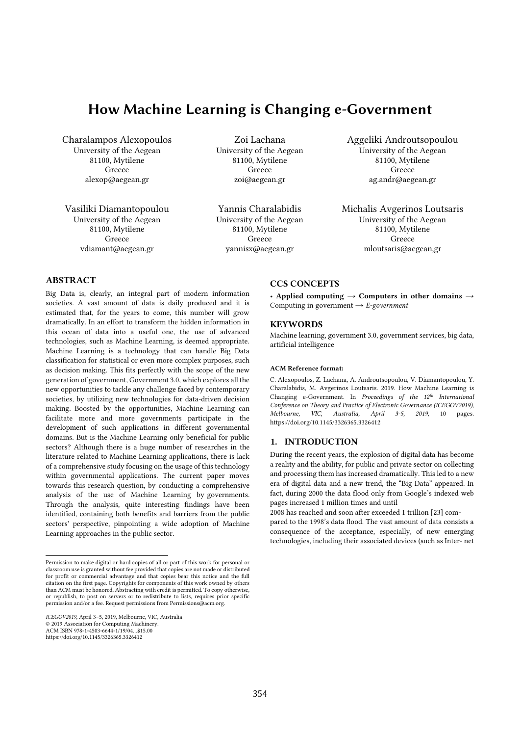# How Machine Learning is Changing e-Government

Charalampos Alexopoulos
University of the Aegean
81100, Mytilene
Greece
alexop@aegean.gr

Zoi Lachana
University of the Aegean
81100, Mytilene
Greece
zoi@aegean.gr

Aggeliki Androutsopoulou
University of the Aegean
81100, Mytilene
Greece
ag.andr@aegean.gr

Vasiliki Diamantopoulou
University of the Aegean
81100, Mytilene
Greece
vdiamant@aegean.gr

Yannis Charalabidis
University of the Aegean
81100, Mytilene
Greece
yannisx@aegean.gr

Michalis Avgerinos Loutsaris
University of the Aegean
81100, Mytilene
Greece
mloutsaris@aegean,gr

## ABSTRACT

Big Data is, clearly, an integral part of modern information societies. A vast amount of data is daily produced and it is estimated that, for the years to come, this number will grow dramatically. In an effort to transform the hidden information in this ocean of data into a useful one, the use of advanced technologies, such as Machine Learning, is deemed appropriate. Machine Learning is a technology that can handle Big Data classification for statistical or even more complex purposes, such as decision making. This fits perfectly with the scope of the new generation of government, Government 3.0, which explores all the new opportunities to tackle any challenge faced by contemporary societies, by utilizing new technologies for data-driven decision making. Boosted by the opportunities, Machine Learning can facilitate more and more governments participate in the development of such applications in different governmental domains. But is the Machine Learning only beneficial for public sectors? Although there is a huge number of researches in the literature related to Machine Learning applications, there is lack of a comprehensive study focusing on the usage of this technology within governmental applications. The current paper moves towards this research question, by conducting a comprehensive analysis of the use of Machine Learning by governments. Through the analysis, quite interesting findings have been identified, containing both benefits and barriers from the public sectors' perspective, pinpointing a wide adoption of Machine Learning approaches in the public sector.

## CCS CONCEPTS

• **Applied computing → Computers in other domains →** Computing in government → *E-government*

## KEYWORDS

Machine learning, government 3.0, government services, big data, artificial intelligence

**ACM Reference format:**

C. Alexopoulos, Z. Lachana, A. Androutsopoulou, V. Diamantopoulou, Y. Charalabidis, M. Avgerinos Loutsaris. 2019. How Machine Learning is Changing e-Government. In *Proceedings of the 12th International Conference on Theory and Practice of Electronic Governance (ICEGOV2019), Melbourne, VIC, Australia, April 3-5, 2019,* 10 pages. https://doi.org/10.1145/3326365.3326412

## 1. INTRODUCTION

During the recent years, the explosion of digital data has become a reality and the ability, for public and private sector on collecting and processing them has increased dramatically. This led to a new era of digital data and a new trend, the "Big Data" appeared. In fact, during 2000 the data flood only from Google's indexed web pages increased 1 million times and until 2008 has reached and soon after exceeded 1 trillion [23] compared to the 1998's data flood. The vast amount of data consists a consequence of the acceptance, especially, of new emerging technologies, including their associated devices (such as Inter- net

---

Permission to make digital or hard copies of all or part of this work for personal or classroom use is granted without fee provided that copies are not made or distributed for profit or commercial advantage and that copies bear this notice and the full citation on the first page. Copyrights for components of this work owned by others than ACM must be honored. Abstracting with credit is permitted. To copy otherwise, or republish, to post on servers or to redistribute to lists, requires prior specific permission and/or a fee. Request permissions from Permissions@acm.org.

*ICEGOV2019*, April 3–5, 2019, Melbourne, VIC, Australia
© 2019 Association for Computing Machinery.
ACM ISBN 978-1-4503-6644-1/19/04...$15.00
https://doi.org/10.1145/3326365.3326412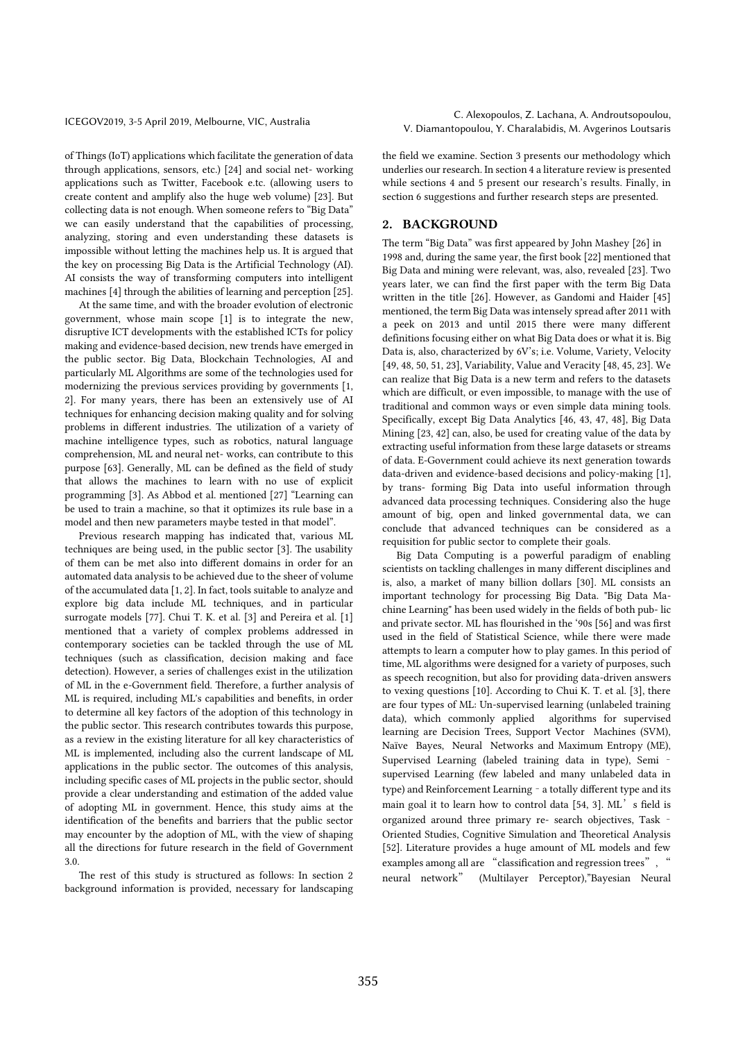of Things (IoT) applications which facilitate the generation of data through applications, sensors, etc.) [24] and social net- working applications such as Twitter, Facebook e.tc. (allowing users to create content and amplify also the huge web volume) [23]. But collecting data is not enough. When someone refers to "Big Data" we can easily understand that the capabilities of processing, analyzing, storing and even understanding these datasets is impossible without letting the machines help us. It is argued that the key on processing Big Data is the Artificial Technology (AI). AI consists the way of transforming computers into intelligent machines [4] through the abilities of learning and perception [25].

At the same time, and with the broader evolution of electronic government, whose main scope [1] is to integrate the new, disruptive ICT developments with the established ICTs for policy making and evidence-based decision, new trends have emerged in the public sector. Big Data, Blockchain Technologies, AI and particularly ML Algorithms are some of the technologies used for modernizing the previous services providing by governments [1, 2]. For many years, there has been an extensively use of AI techniques for enhancing decision making quality and for solving problems in different industries. The utilization of a variety of machine intelligence types, such as robotics, natural language comprehension, ML and neural net- works, can contribute to this purpose [63]. Generally, ML can be defined as the field of study that allows the machines to learn with no use of explicit programming [3]. As Abbod et al. mentioned [27] "Learning can be used to train a machine, so that it optimizes its rule base in a model and then new parameters maybe tested in that model".

Previous research mapping has indicated that, various ML techniques are being used, in the public sector [3]. The usability of them can be met also into different domains in order for an automated data analysis to be achieved due to the sheer of volume of the accumulated data [1, 2]. In fact, tools suitable to analyze and explore big data include ML techniques, and in particular surrogate models [77]. Chui T. K. et al. [3] and Pereira et al. [1] mentioned that a variety of complex problems addressed in contemporary societies can be tackled through the use of ML techniques (such as classification, decision making and face detection). However, a series of challenges exist in the utilization of ML in the e-Government field. Therefore, a further analysis of ML is required, including ML's capabilities and benefits, in order to determine all key factors of the adoption of this technology in the public sector. This research contributes towards this purpose, as a review in the existing literature for all key characteristics of ML is implemented, including also the current landscape of ML applications in the public sector. The outcomes of this analysis, including specific cases of ML projects in the public sector, should provide a clear understanding and estimation of the added value of adopting ML in government. Hence, this study aims at the identification of the benefits and barriers that the public sector may encounter by the adoption of ML, with the view of shaping all the directions for future research in the field of Government 3.0.

The rest of this study is structured as follows: In section 2 background information is provided, necessary for landscaping the field we examine. Section 3 presents our methodology which underlies our research. In section 4 a literature review is presented while sections 4 and 5 present our research's results. Finally, in section 6 suggestions and further research steps are presented.

## 2. BACKGROUND

The term "Big Data" was first appeared by John Mashey [26] in 1998 and, during the same year, the first book [22] mentioned that Big Data and mining were relevant, was, also, revealed [23]. Two years later, we can find the first paper with the term Big Data written in the title [26]. However, as Gandomi and Haider [45] mentioned, the term Big Data was intensely spread after 2011 with a peek on 2013 and until 2015 there were many different definitions focusing either on what Big Data does or what it is. Big Data is, also, characterized by 6V's; i.e. Volume, Variety, Velocity [49, 48, 50, 51, 23], Variability, Value and Veracity [48, 45, 23]. We can realize that Big Data is a new term and refers to the datasets which are difficult, or even impossible, to manage with the use of traditional and common ways or even simple data mining tools. Specifically, except Big Data Analytics [46, 43, 47, 48], Big Data Mining [23, 42] can, also, be used for creating value of the data by extracting useful information from these large datasets or streams of data. E-Government could achieve its next generation towards data-driven and evidence-based decisions and policy-making [1], by trans- forming Big Data into useful information through advanced data processing techniques. Considering also the huge amount of big, open and linked governmental data, we can conclude that advanced techniques can be considered as a requisition for public sector to complete their goals.

Big Data Computing is a powerful paradigm of enabling scientists on tackling challenges in many different disciplines and is, also, a market of many billion dollars [30]. ML consists an important technology for processing Big Data. "Big Data Ma- chine Learning" has been used widely in the fields of both pub- lic and private sector. ML has flourished in the '90s [56] and was first used in the field of Statistical Science, while there were made attempts to learn a computer how to play games. In this period of time, ML algorithms were designed for a variety of purposes, such as speech recognition, but also for providing data-driven answers to vexing questions [10]. According to Chui K. T. et al. [3], there are four types of ML: Un-supervised learning (unlabeled training data), which commonly applied algorithms for supervised learning are Decision Trees, Support Vector Machines (SVM), Naïve Bayes, Neural Networks and Maximum Entropy (ME), Supervised Learning (labeled training data in type), Semi - supervised Learning (few labeled and many unlabeled data in type) and Reinforcement Learning - a totally different type and its main goal it to learn how to control data [54, 3]. ML's field is organized around three primary re- search objectives, Task - Oriented Studies, Cognitive Simulation and Theoretical Analysis [52]. Literature provides a huge amount of ML models and few examples among all are "classification and regression trees", "neural network" (Multilayer Perceptron),"Bayesian Neural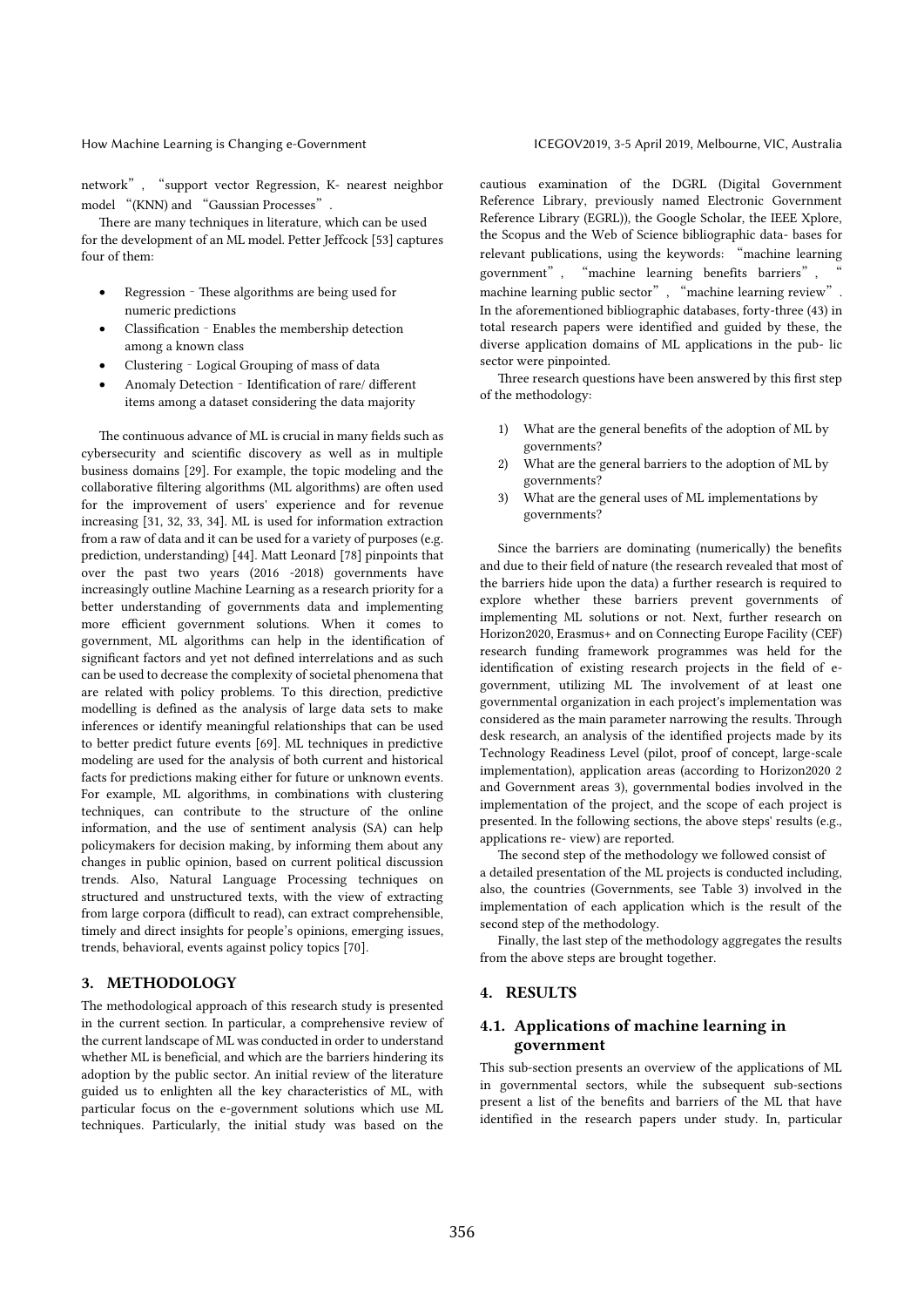network", "support vector Regression, K- nearest neighbor model "(KNN) and "Gaussian Processes".

There are many techniques in literature, which can be used for the development of an ML model. Petter Jeffcock [53] captures four of them:

- Regression - These algorithms are being used for numeric predictions
- Classification - Enables the membership detection among a known class
- Clustering - Logical Grouping of mass of data
- Anomaly Detection - Identification of rare/ different items among a dataset considering the data majority

The continuous advance of ML is crucial in many fields such as cybersecurity and scientific discovery as well as in multiple business domains [29]. For example, the topic modeling and the collaborative filtering algorithms (ML algorithms) are often used for the improvement of users' experience and for revenue increasing [31, 32, 33, 34]. ML is used for information extraction from a raw of data and it can be used for a variety of purposes (e.g. prediction, understanding) [44]. Matt Leonard [78] pinpoints that over the past two years (2016 -2018) governments have increasingly outline Machine Learning as a research priority for a better understanding of governments data and implementing more efficient government solutions. When it comes to government, ML algorithms can help in the identification of significant factors and yet not defined interrelations and as such can be used to decrease the complexity of societal phenomena that are related with policy problems. To this direction, predictive modelling is defined as the analysis of large data sets to make inferences or identify meaningful relationships that can be used to better predict future events [69]. ML techniques in predictive modeling are used for the analysis of both current and historical facts for predictions making either for future or unknown events. For example, ML algorithms, in combinations with clustering techniques, can contribute to the structure of the online information, and the use of sentiment analysis (SA) can help policymakers for decision making, by informing them about any changes in public opinion, based on current political discussion trends. Also, Natural Language Processing techniques on structured and unstructured texts, with the view of extracting from large corpora (difficult to read), can extract comprehensible, timely and direct insights for people's opinions, emerging issues, trends, behavioral, events against policy topics [70].

## 3. METHODOLOGY

The methodological approach of this research study is presented in the current section. In particular, a comprehensive review of the current landscape of ML was conducted in order to understand whether ML is beneficial, and which are the barriers hindering its adoption by the public sector. An initial review of the literature guided us to enlighten all the key characteristics of ML, with particular focus on the e-government solutions which use ML techniques. Particularly, the initial study was based on the cautious examination of the DGRL (Digital Government Reference Library, previously named Electronic Government Reference Library (EGRL)), the Google Scholar, the IEEE Xplore, the Scopus and the Web of Science bibliographic data- bases for relevant publications, using the keywords: "machine learning government", "machine learning benefits barriers", "machine learning public sector", "machine learning review". In the aforementioned bibliographic databases, forty-three (43) in total research papers were identified and guided by these, the diverse application domains of ML applications in the pub- lic sector were pinpointed.

Three research questions have been answered by this first step of the methodology:

1) What are the general benefits of the adoption of ML by governments?
2) What are the general barriers to the adoption of ML by governments?
3) What are the general uses of ML implementations by governments?

Since the barriers are dominating (numerically) the benefits and due to their field of nature (the research revealed that most of the barriers hide upon the data) a further research is required to explore whether these barriers prevent governments of implementing ML solutions or not. Next, further research on Horizon2020, Erasmus+ and on Connecting Europe Facility (CEF) research funding framework programmes was held for the identification of existing research projects in the field of e-government, utilizing ML The involvement of at least one governmental organization in each project's implementation was considered as the main parameter narrowing the results. Through desk research, an analysis of the identified projects made by its Technology Readiness Level (pilot, proof of concept, large-scale implementation), application areas (according to Horizon2020 2 and Government areas 3), governmental bodies involved in the implementation of the project, and the scope of each project is presented. In the following sections, the above steps' results (e.g., applications re- view) are reported.

The second step of the methodology we followed consist of a detailed presentation of the ML projects is conducted including, also, the countries (Governments, see Table 3) involved in the implementation of each application which is the result of the second step of the methodology.

Finally, the last step of the methodology aggregates the results from the above steps are brought together.

## 4. RESULTS

### 4.1. Applications of machine learning in government

This sub-section presents an overview of the applications of ML in governmental sectors, while the subsequent sub-sections present a list of the benefits and barriers of the ML that have identified in the research papers under study. In, particular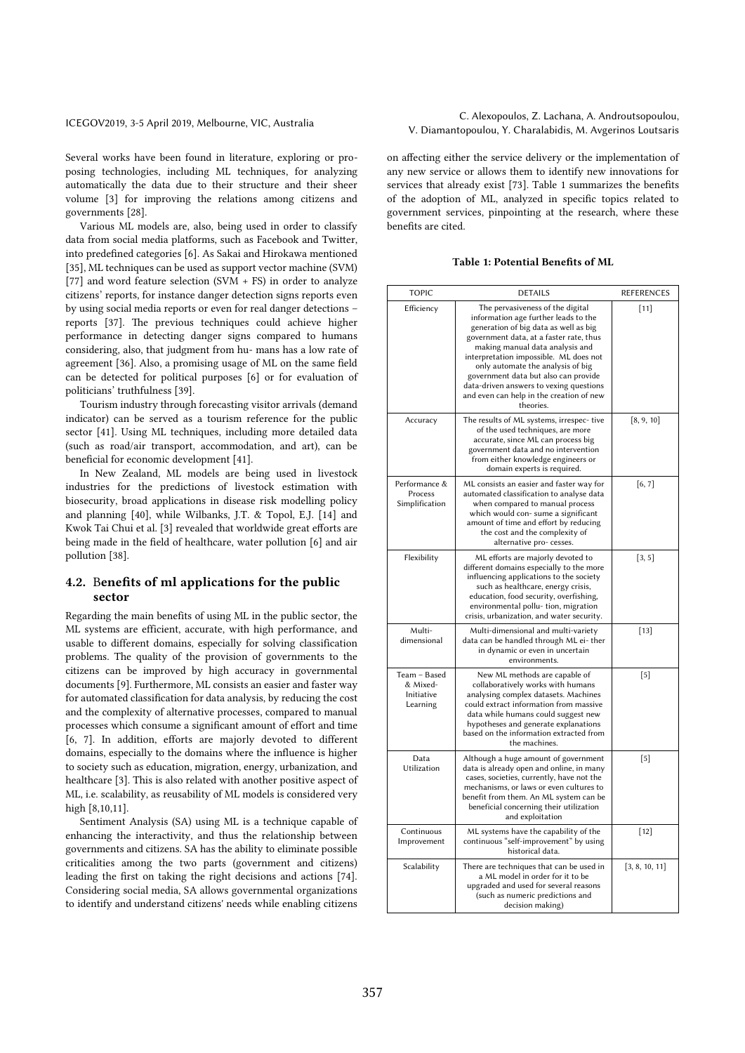Several works have been found in literature, exploring or proposing technologies, including ML techniques, for analyzing automatically the data due to their structure and their sheer volume [3] for improving the relations among citizens and governments [28].

Various ML models are, also, being used in order to classify data from social media platforms, such as Facebook and Twitter, into predefined categories [6]. As Sakai and Hirokawa mentioned [35], ML techniques can be used as support vector machine (SVM) [77] and word feature selection (SVM + FS) in order to analyze citizens' reports, for instance danger detection signs reports even by using social media reports or even for real danger detections – reports [37]. The previous techniques could achieve higher performance in detecting danger signs compared to humans considering, also, that judgment from hu- mans has a low rate of agreement [36]. Also, a promising usage of ML on the same field can be detected for political purposes [6] or for evaluation of politicians' truthfulness [39].

Tourism industry through forecasting visitor arrivals (demand indicator) can be served as a tourism reference for the public sector [41]. Using ML techniques, including more detailed data (such as road/air transport, accommodation, and art), can be beneficial for economic development [41].

In New Zealand, ML models are being used in livestock industries for the predictions of livestock estimation with biosecurity, broad applications in disease risk modelling policy and planning [40], while Wilbanks, J.T. & Topol, E.J. [14] and Kwok Tai Chui et al. [3] revealed that worldwide great efforts are being made in the field of healthcare, water pollution [6] and air pollution [38].

## 4.2. Benefits of ml applications for the public sector

Regarding the main benefits of using ML in the public sector, the ML systems are efficient, accurate, with high performance, and usable to different domains, especially for solving classification problems. The quality of the provision of governments to the citizens can be improved by high accuracy in governmental documents [9]. Furthermore, ML consists an easier and faster way for automated classification for data analysis, by reducing the cost and the complexity of alternative processes, compared to manual processes which consume a significant amount of effort and time [6, 7]. In addition, efforts are majorly devoted to different domains, especially to the domains where the influence is higher to society such as education, migration, energy, urbanization, and healthcare [3]. This is also related with another positive aspect of ML, i.e. scalability, as reusability of ML models is considered very high [8,10,11].

Sentiment Analysis (SA) using ML is a technique capable of enhancing the interactivity, and thus the relationship between governments and citizens. SA has the ability to eliminate possible criticalities among the two parts (government and citizens) leading the first on taking the right decisions and actions [74]. Considering social media, SA allows governmental organizations to identify and understand citizens' needs while enabling citizens on affecting either the service delivery or the implementation of any new service or allows them to identify new innovations for services that already exist [73]. Table 1 summarizes the benefits of the adoption of ML, analyzed in specific topics related to government services, pinpointing at the research, where these benefits are cited.

**Table 1: Potential Benefits of ML**

| TOPIC | DETAILS | REFERENCES |
|---|---|---|
| Efficiency | The pervasiveness of the digital information age further leads to the generation of big data as well as big government data, at a faster rate, thus making manual data analysis and interpretation impossible. ML does not only automate the analysis of big government data but also can provide data-driven answers to vexing questions and even can help in the creation of new theories. | [11] |
| Accuracy | The results of ML systems, irrespec- tive of the used techniques, are more accurate, since ML can process big government data and no intervention from either knowledge engineers or domain experts is required. | [8, 9, 10] |
| Performance & Process Simplification | ML consists an easier and faster way for automated classification to analyse data when compared to manual process which would con- sume a significant amount of time and effort by reducing the cost and the complexity of alternative pro- cesses. | [6, 7] |
| Flexibility | ML efforts are majorly devoted to different domains especially to the more influencing applications to the society such as healthcare, energy crisis, education, food security, overfishing, environmental pollu- tion, migration crisis, urbanization, and water security. | [3, 5] |
| Multi-dimensional | Multi-dimensional and multi-variety data can be handled through ML ei- ther in dynamic or even in uncertain environments. | [13] |
| Team – Based & Mixed-Initiative Learning | New ML methods are capable of collaboratively works with humans analysing complex datasets. Machines could extract information from massive data while humans could suggest new hypotheses and generate explanations based on the information extracted from the machines. | [5] |
| Data Utilization | Although a huge amount of government data is already open and online, in many cases, societies, currently, have not the mechanisms, or laws or even cultures to benefit from them. An ML system can be beneficial concerning their utilization and exploitation | [5] |
| Continuous Improvement | ML systems have the capability of the continuous "self-improvement" by using historical data. | [12] |
| Scalability | There are techniques that can be used in a ML model in order for it to be upgraded and used for several reasons (such as numeric predictions and decision making) | [3, 8, 10, 11] |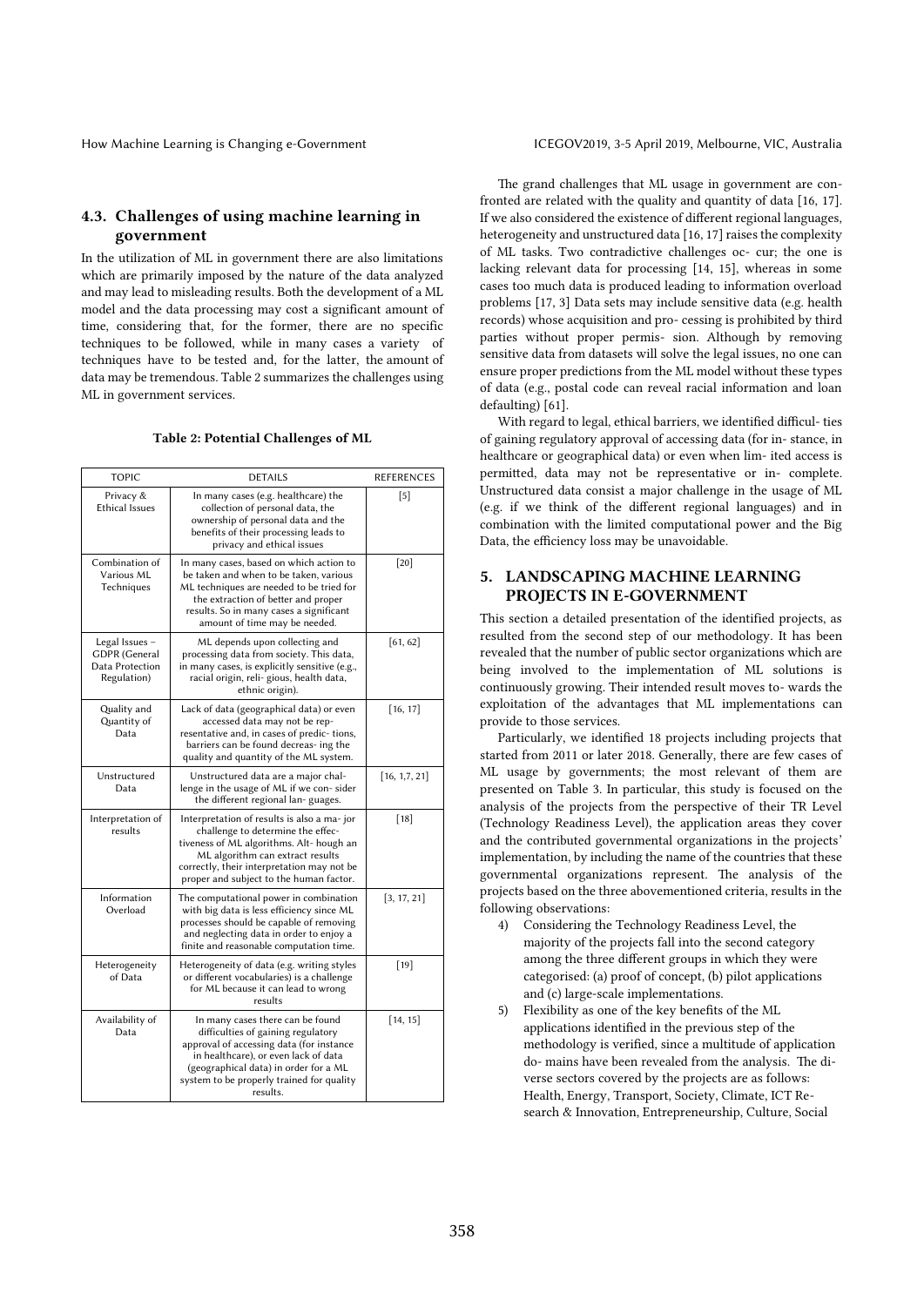## 4.3. Challenges of using machine learning in government

In the utilization of ML in government there are also limitations which are primarily imposed by the nature of the data analyzed and may lead to misleading results. Both the development of a ML model and the data processing may cost a significant amount of time, considering that, for the former, there are no specific techniques to be followed, while in many cases a variety of techniques have to be tested and, for the latter, the amount of data may be tremendous. Table 2 summarizes the challenges using ML in government services.

**Table 2: Potential Challenges of ML**

| TOPIC | DETAILS | REFERENCES |
|---|---|---|
| Privacy & Ethical Issues | In many cases (e.g. healthcare) the collection of personal data, the ownership of personal data and the benefits of their processing leads to privacy and ethical issues | [5] |
| Combination of Various ML Techniques | In many cases, based on which action to be taken and when to be taken, various ML techniques are needed to be tried for the extraction of better and proper results. So in many cases a significant amount of time may be needed. | [20] |
| Legal Issues – GDPR (General Data Protection Regulation) | ML depends upon collecting and processing data from society. This data, in many cases, is explicitly sensitive (e.g., racial origin, reli- gious, health data, ethnic origin). | [61, 62] |
| Quality and Quantity of Data | Lack of data (geographical data) or even accessed data may not be rep- resentative and, in cases of predic- tions, barriers can be found decreas- ing the quality and quantity of the ML system. | [16, 17] |
| Unstructured Data | Unstructured data are a major chal- lenge in the usage of ML if we con- sider the different regional lan- guages. | [16, 1,7, 21] |
| Interpretation of results | Interpretation of results is also a ma- jor challenge to determine the effec- tiveness of ML algorithms. Alt- hough an ML algorithm can extract results correctly, their interpretation may not be proper and subject to the human factor. | [18] |
| Information Overload | The computational power in combination with big data is less efficiency since ML processes should be capable of removing and neglecting data in order to enjoy a finite and reasonable computation time. | [3, 17, 21] |
| Heterogeneity of Data | Heterogeneity of data (e.g. writing styles or different vocabularies) is a challenge for ML because it can lead to wrong results | [19] |
| Availability of Data | In many cases there can be found difficulties of gaining regulatory approval of accessing data (for instance in healthcare), or even lack of data (geographical data) in order for a ML system to be properly trained for quality results. | [14, 15] |

The grand challenges that ML usage in government are confronted are related with the quality and quantity of data [16, 17]. If we also considered the existence of different regional languages, heterogeneity and unstructured data [16, 17] raises the complexity of ML tasks. Two contradictive challenges oc- cur; the one is lacking relevant data for processing [14, 15], whereas in some cases too much data is produced leading to information overload problems [17, 3] Data sets may include sensitive data (e.g. health records) whose acquisition and pro- cessing is prohibited by third parties without proper permis- sion. Although by removing sensitive data from datasets will solve the legal issues, no one can ensure proper predictions from the ML model without these types of data (e.g., postal code can reveal racial information and loan defaulting) [61].

With regard to legal, ethical barriers, we identified difficul- ties of gaining regulatory approval of accessing data (for in- stance, in healthcare or geographical data) or even when lim- ited access is permitted, data may not be representative or in- complete. Unstructured data consist a major challenge in the usage of ML (e.g. if we think of the different regional languages) and in combination with the limited computational power and the Big Data, the efficiency loss may be unavoidable.

## 5. LANDSCAPING MACHINE LEARNING PROJECTS IN E-GOVERNMENT

This section a detailed presentation of the identified projects, as resulted from the second step of our methodology. It has been revealed that the number of public sector organizations which are being involved to the implementation of ML solutions is continuously growing. Their intended result moves to- wards the exploitation of the advantages that ML implementations can provide to those services.

Particularly, we identified 18 projects including projects that started from 2011 or later 2018. Generally, there are few cases of ML usage by governments; the most relevant of them are presented on Table 3. In particular, this study is focused on the analysis of the projects from the perspective of their TR Level (Technology Readiness Level), the application areas they cover and the contributed governmental organizations in the projects' implementation, by including the name of the countries that these governmental organizations represent. The analysis of the projects based on the three abovementioned criteria, results in the following observations:

4) Considering the Technology Readiness Level, the majority of the projects fall into the second category among the three different groups in which they were categorised: (a) proof of concept, (b) pilot applications and (c) large-scale implementations.
5) Flexibility as one of the key benefits of the ML applications identified in the previous step of the methodology is verified, since a multitude of application do- mains have been revealed from the analysis. The di- verse sectors covered by the projects are as follows: Health, Energy, Transport, Society, Climate, ICT Re- search & Innovation, Entrepreneurship, Culture, Social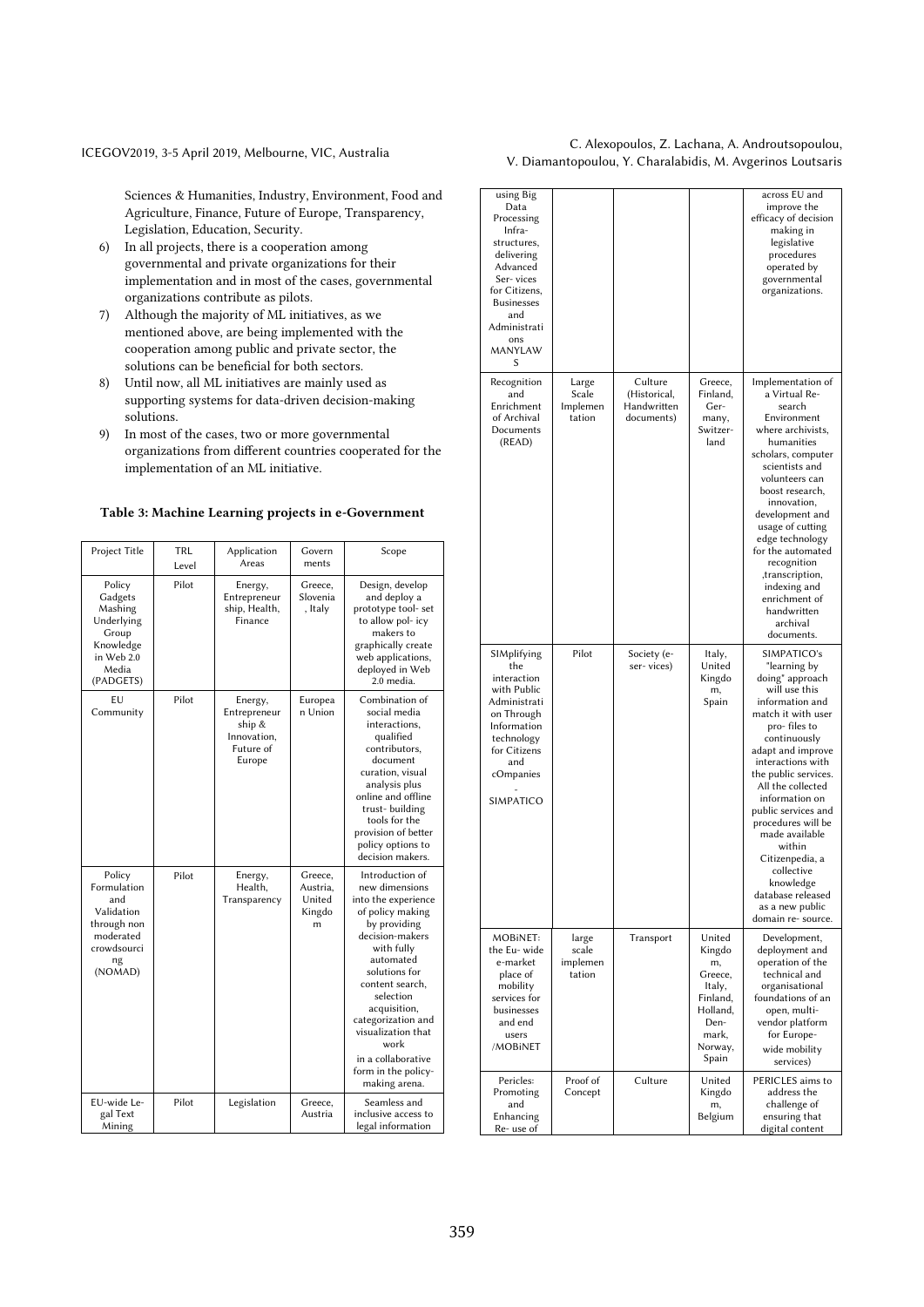Sciences & Humanities, Industry, Environment, Food and Agriculture, Finance, Future of Europe, Transparency, Legislation, Education, Security.

6) In all projects, there is a cooperation among governmental and private organizations for their implementation and in most of the cases, governmental organizations contribute as pilots.
7) Although the majority of ML initiatives, as we mentioned above, are being implemented with the cooperation among public and private sector, the solutions can be beneficial for both sectors.
8) Until now, all ML initiatives are mainly used as supporting systems for data-driven decision-making solutions.
9) In most of the cases, two or more governmental organizations from different countries cooperated for the implementation of an ML initiative.

**Table 3: Machine Learning projects in e-Government**

| Project Title | TRL Level | Application Areas | Governments | Scope |
|---|---|---|---|---|
| Policy Gadgets Mashing Underlying Group Knowledge in Web 2.0 Media (PADGETS) | Pilot | Energy, Entrepreneurship, Health, Finance | Greece, Slovenia, Italy | Design, develop and deploy a prototype tool- set to allow pol- icy makers to graphically create web applications, deployed in Web 2.0 media. |
| EU Community | Pilot | Energy, Entrepreneurship & Innovation, Future of Europe | European Union | Combination of social media interactions, qualified contributors, document curation, visual analysis plus online and offline trust- building tools for the provision of better policy options to decision makers. |
| Policy Formulation and Validation through non moderated crowdsourcing (NOMAD) | Pilot | Energy, Health, Transparency | Greece, Austria, United Kingdom | Introduction of new dimensions into the experience of policy making by providing decision-makers with fully automated solutions for content search, selection acquisition, categorization and visualization that work in a collaborative form in the policy-making arena. |
| EU-wide Legal Text Mining using Big Data Processing Infra- structures, delivering Advanced Ser- vices for Citizens, Businesses and Administrations MANYLAWS | Pilot | Legislation | Greece, Austria | Seamless and inclusive access to legal information across EU and improve the efficacy of decision making in legislative procedures operated by governmental organizations. |
| Recognition and Enrichment of Archival Documents (READ) | Large Scale Implementation | Culture (Historical, Handwritten documents) | Greece, Finland, Germany, Switzerland | Implementation of a Virtual Re- search Environment where archivists, humanities scholars, computer scientists and volunteers can boost research, innovation, development and usage of cutting edge technology for the automated recognition ,transcription, indexing and enrichment of handwritten archival documents. |
| SIMplifying the interaction with Public Administration Through Information technology for Citizens and cOmpanies - SIMPATICO | Pilot | Society (e- ser- vices) | Italy, United Kingdom, Spain | SIMPATICO's "learning by doing" approach will use this information and match it with user pro- files to continuously adapt and improve interactions with the public services. All the collected information on public services and procedures will be made available within Citizenpedia, a collective knowledge database released as a new public domain re- source. |
| MOBiNET: the Eu- wide e-market place of mobility services for businesses and end users /MOBiNET | large scale implementation | Transport | United Kingdom, Greece, Italy, Finland, Holland, Denmark, Norway, Spain | Development, deployment and operation of the technical and organisational foundations of an open, multi-vendor platform for Europe-wide mobility services) |
| Pericles: Promoting and Enhancing Re- use of | Proof of Concept | Culture | United Kingdom, Belgium | PERICLES aims to address the challenge of ensuring that digital content |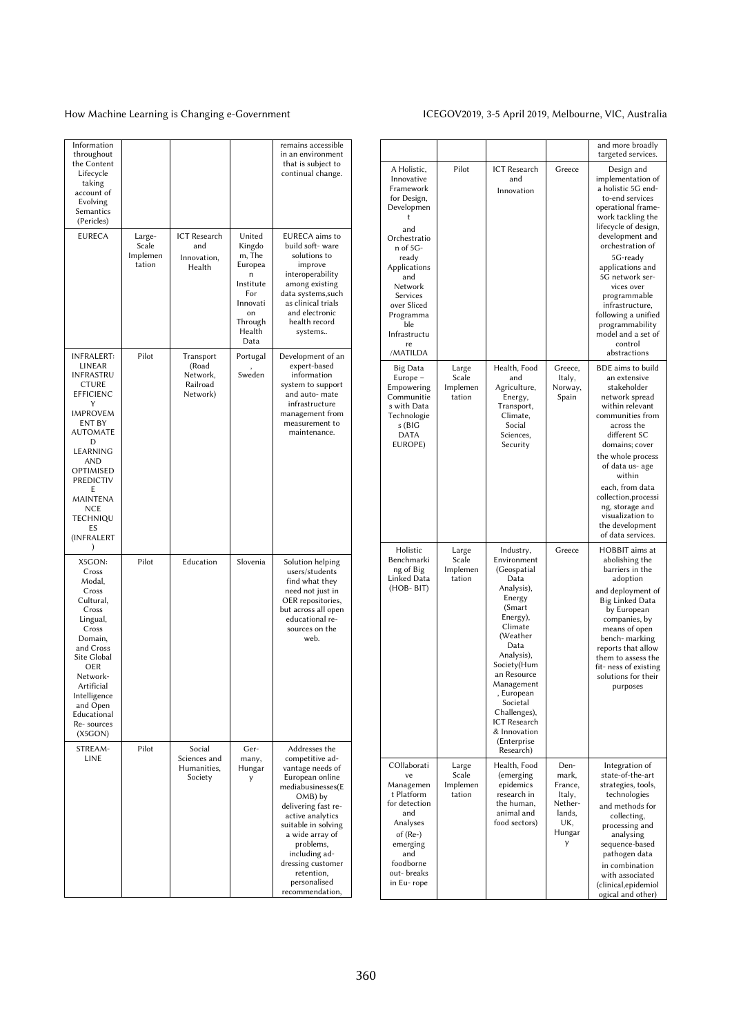| | | | | |
|---|---|---|---|---|
| Information throughout the Content Lifecycle taking account of Evolving Semantics (Pericles) | | | | remains accessible in an environment that is subject to continual change. |
| EURECA | Large-Scale Implementation | ICT Research and Innovation, Health | United Kingdom, The European Institute For Innovation Through Health Data | EURECA aims to build soft- ware solutions to improve interoperability among existing data systems,such as clinical trials and electronic health record systems.. |
| INFRALERT: LINEAR INFRASTRUCTURE EFFICIENCY IMPROVEMENT BY AUTOMATED LEARNING AND OPTIMISED PREDICTIVE MAINTENANCE TECHNIQUES (INFRALERT) | Pilot | Transport (Road Network, Railroad Network) | Portugal, Sweden | Development of an expert-based information system to support and auto- mate infrastructure management from measurement to maintenance. |
| X5GON: Cross Modal, Cross Cultural, Cross Lingual, Cross Domain, and Cross Site Global OER Network- Artificial Intelligence and Open Educational Re- sources (X5GON) | Pilot | Education | Slovenia | Solution helping users/students find what they need not just in OER repositories, but across all open educational re- sources on the web. |
| STREAM-LINE | Pilot | Social Sciences and Humanities, Society | Ger- many, Hungary | Addresses the competitive ad- vantage needs of European online mediabusinesses(EOMB) by delivering fast re- active analytics suitable in solving a wide array of problems, including ad- dressing customer retention, personalised recommendation, |
| | | | | and more broadly targeted services. |
| A Holistic, Innovative Framework for Design, Development and Orchestration of 5G-ready Applications and Network Services over Sliced Programmable Infrastructure /MATILDA | Pilot | ICT Research and Innovation | Greece | Design and implementation of a holistic 5G end-to-end services operational frame- work tackling the lifecycle of design, development and orchestration of 5G-ready applications and 5G network ser- vices over programmable infrastructure, following a unified programmability model and a set of control abstractions |
| Big Data Europe – Empowering Communities with Data Technologies (BIG DATA EUROPE) | Large Scale Implementation | Health, Food and Agriculture, Energy, Transport, Climate, Social Sciences, Security | Greece, Italy, Norway, Spain | BDE aims to build an extensive stakeholder network spread within relevant communities from across the different SC domains; cover the whole process of data us- age within each, from data collection,processing, storage and visualization to the development of data services. |
| Holistic Benchmarking of Big Linked Data (HOB- BIT) | Large Scale Implementation | Industry, Environment (Geospatial Data Analysis), Energy (Smart Energy), Climate (Weather Data Analysis), Society(Human Resource Management, European Societal Challenges), ICT Research & Innovation (Enterprise Research) | Greece | HOBBIT aims at abolishing the barriers in the adoption and deployment of Big Linked Data by European companies, by means of open bench- marking reports that allow them to assess the fit- ness of existing solutions for their purposes |
| COllaborative Management Platform for detection and Analyses of (Re-) emerging and foodborne out- breaks in Eu- rope | Large Scale Implementation | Health, Food (emerging epidemics research in the human, animal and food sectors) | Den- mark, France, Italy, Nether- lands, UK, Hungary | Integration of state-of-the-art strategies, tools, technologies and methods for collecting, processing and analysing sequence-based pathogen data in combination with associated (clinical,epidemiological and other) |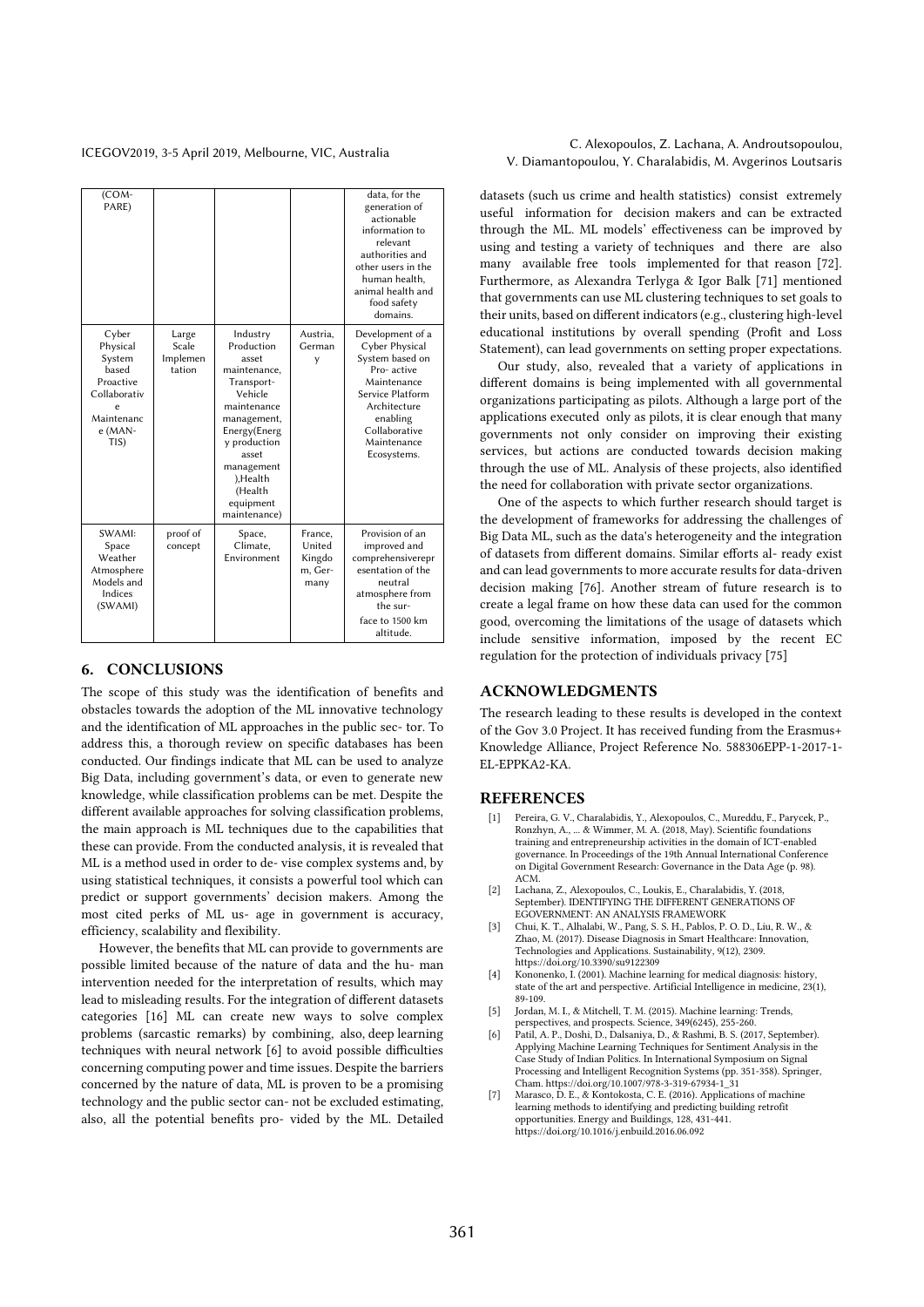| (COM-PARE) | | | | data, for the generation of actionable information to relevant authorities and other users in the human health, animal health and food safety domains. |
|---|---|---|---|---|
| Cyber Physical System based Proactive Collaborative Maintenance (MAN-TIS) | Large Scale Implementation | Industry Production asset maintenance, Transport-Vehicle maintenance management, Energy(Energy production asset management),Health (Health equipment maintenance) | Austria, Germany | Development of a Cyber Physical System based on Pro- active Maintenance Service Platform Architecture enabling Collaborative Maintenance Ecosystems. |
| SWAMI: Space Weather Atmosphere Models and Indices (SWAMI) | proof of concept | Space, Climate, Environment | France, United Kingdom, Germany | Provision of an improved and comprehensiverepresentation of the neutral atmosphere from the sur- face to 1500 km altitude. |

## 6. CONCLUSIONS

The scope of this study was the identification of benefits and obstacles towards the adoption of the ML innovative technology and the identification of ML approaches in the public sec- tor. To address this, a thorough review on specific databases has been conducted. Our findings indicate that ML can be used to analyze Big Data, including government's data, or even to generate new knowledge, while classification problems can be met. Despite the different available approaches for solving classification problems, the main approach is ML techniques due to the capabilities that these can provide. From the conducted analysis, it is revealed that ML is a method used in order to de- vise complex systems and, by using statistical techniques, it consists a powerful tool which can predict or support governments' decision makers. Among the most cited perks of ML us- age in government is accuracy, efficiency, scalability and flexibility.

However, the benefits that ML can provide to governments are possible limited because of the nature of data and the hu- man intervention needed for the interpretation of results, which may lead to misleading results. For the integration of different datasets categories [16] ML can create new ways to solve complex problems (sarcastic remarks) by combining, also, deep learning techniques with neural network [6] to avoid possible difficulties concerning computing power and time issues. Despite the barriers concerned by the nature of data, ML is proven to be a promising technology and the public sector can- not be excluded estimating, also, all the potential benefits pro- vided by the ML. Detailed datasets (such us crime and health statistics) consist extremely useful information for decision makers and can be extracted through the ML. ML models' effectiveness can be improved by using and testing a variety of techniques and there are also many available free tools implemented for that reason [72]. Furthermore, as Alexandra Terlyga & Igor Balk [71] mentioned that governments can use ML clustering techniques to set goals to their units, based on different indicators (e.g., clustering high-level educational institutions by overall spending (Profit and Loss Statement), can lead governments on setting proper expectations.

Our study, also, revealed that a variety of applications in different domains is being implemented with all governmental organizations participating as pilots. Although a large port of the applications executed only as pilots, it is clear enough that many governments not only consider on improving their existing services, but actions are conducted towards decision making through the use of ML. Analysis of these projects, also identified the need for collaboration with private sector organizations.

One of the aspects to which further research should target is the development of frameworks for addressing the challenges of Big Data ML, such as the data's heterogeneity and the integration of datasets from different domains. Similar efforts al- ready exist and can lead governments to more accurate results for data-driven decision making [76]. Another stream of future research is to create a legal frame on how these data can used for the common good, overcoming the limitations of the usage of datasets which include sensitive information, imposed by the recent EC regulation for the protection of individuals privacy [75]

## ACKNOWLEDGMENTS

The research leading to these results is developed in the context of the Gov 3.0 Project. It has received funding from the Erasmus+ Knowledge Alliance, Project Reference No. 588306EPP-1-2017-1-EL-EPPKA2-KA.

## REFERENCES

[1] Pereira, G. V., Charalabidis, Y., Alexopoulos, C., Mureddu, F., Parycek, P., Ronzhyn, A., ... & Wimmer, M. A. (2018, May). Scientific foundations training and entrepreneurship activities in the domain of ICT-enabled governance. In Proceedings of the 19th Annual International Conference on Digital Government Research: Governance in the Data Age (p. 98). ACM.

[2] Lachana, Z., Alexopoulos, C., Loukis, E., Charalabidis, Y. (2018, September). IDENTIFYING THE DIFFERENT GENERATIONS OF EGOVERNMENT: AN ANALYSIS FRAMEWORK

[3] Chui, K. T., Alhalabi, W., Pang, S. S. H., Pablos, P. O. D., Liu, R. W., & Zhao, M. (2017). Disease Diagnosis in Smart Healthcare: Innovation, Technologies and Applications. Sustainability, 9(12), 2309. https://doi.org/10.3390/su9122309

[4] Kononenko, I. (2001). Machine learning for medical diagnosis: history, state of the art and perspective. Artificial Intelligence in medicine, 23(1), 89-109.

[5] Jordan, M. I., & Mitchell, T. M. (2015). Machine learning: Trends, perspectives, and prospects. Science, 349(6245), 255-260.

[6] Patil, A. P., Doshi, D., Dalsaniya, D., & Rashmi, B. S. (2017, September). Applying Machine Learning Techniques for Sentiment Analysis in the Case Study of Indian Politics. In International Symposium on Signal Processing and Intelligent Recognition Systems (pp. 351-358). Springer, Cham. https://doi.org/10.1007/978-3-319-67934-1_31

[7] Marasco, D. E., & Kontokosta, C. E. (2016). Applications of machine learning methods to identifying and predicting building retrofit opportunities. Energy and Buildings, 128, 431-441. https://doi.org/10.1016/j.enbuild.2016.06.092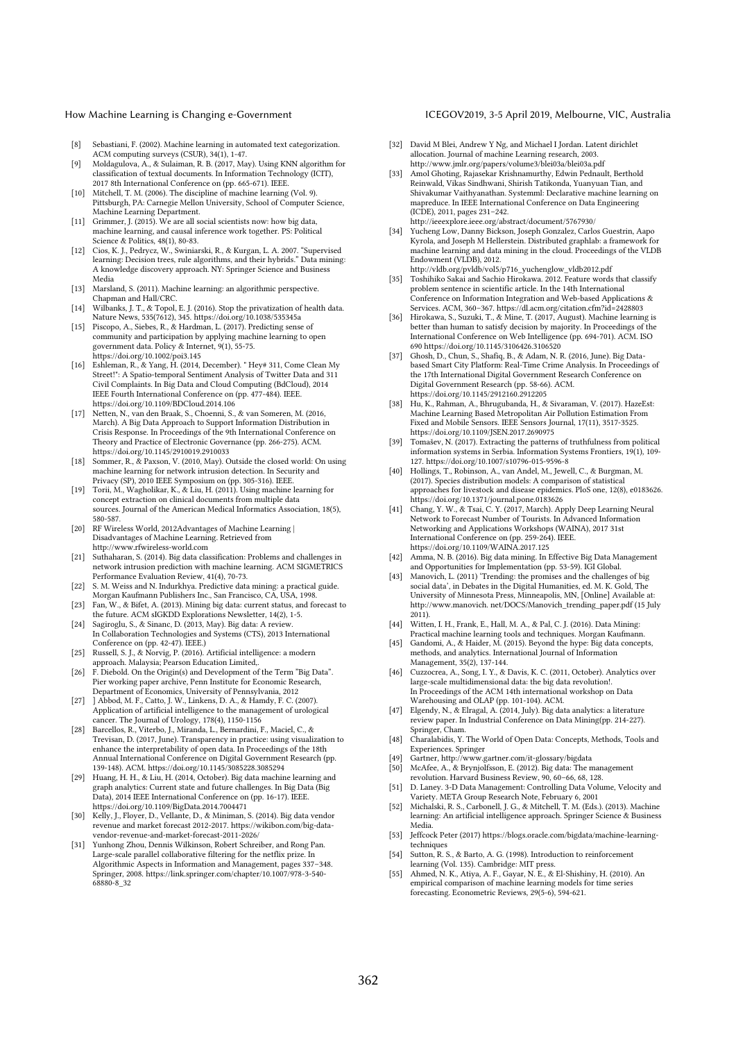[8] Sebastiani, F. (2002). Machine learning in automated text categorization. ACM computing surveys (CSUR), 34(1), 1-47.

[9] Moldagulova, A., & Sulaiman, R. B. (2017, May). Using KNN algorithm for classification of textual documents. In Information Technology (ICIT), 2017 8th International Conference on (pp. 665-671). IEEE.

[10] Mitchell, T. M. (2006). The discipline of machine learning (Vol. 9). Pittsburgh, PA: Carnegie Mellon University, School of Computer Science, Machine Learning Department.

[11] Grimmer, J. (2015). We are all social scientists now: how big data, machine learning, and causal inference work together. PS: Political Science & Politics, 48(1), 80-83.

[12] Cios, K. J., Pedrycz, W., Swiniarski, R., & Kurgan, L. A. 2007. "Supervised learning: Decision trees, rule algorithms, and their hybrids." Data mining: A knowledge discovery approach. NY: Springer Science and Business Media

[13] Marsland, S. (2011). Machine learning: an algorithmic perspective. Chapman and Hall/CRC.

[14] Wilbanks, J. T., & Topol, E. J. (2016). Stop the privatization of health data. Nature News, 535(7612), 345. https://doi.org/10.1038/535345a

[15] Piscopo, A., Siebes, R., & Hardman, L. (2017). Predicting sense of community and participation by applying machine learning to open government data. Policy & Internet, 9(1), 55-75. https://doi.org/10.1002/poi3.145

[16] Eshleman, R., & Yang, H. (2014, December). " Hey# 311, Come Clean My Street!": A Spatio-temporal Sentiment Analysis of Twitter Data and 311 Civil Complaints. In Big Data and Cloud Computing (BdCloud), 2014 IEEE Fourth International Conference on (pp. 477-484). IEEE. https://doi.org/10.1109/BDCloud.2014.106

[17] Netten, N., van den Braak, S., Choenni, S., & van Someren, M. (2016, March). A Big Data Approach to Support Information Distribution in Crisis Response. In Proceedings of the 9th International Conference on Theory and Practice of Electronic Governance (pp. 266-275). ACM. https://doi.org/10.1145/2910019.2910033

[18] Sommer, R., & Paxson, V. (2010, May). Outside the closed world: On using machine learning for network intrusion detection. In Security and Privacy (SP), 2010 IEEE Symposium on (pp. 305-316). IEEE.

[19] Torii, M., Wagholikar, K., & Liu, H. (2011). Using machine learning for concept extraction on clinical documents from multiple data sources. Journal of the American Medical Informatics Association, 18(5), 580-587.

[20] RF Wireless World, 2012Advantages of Machine Learning | Disadvantages of Machine Learning. Retrieved from http://www.rfwireless-world.com

[21] Suthaharan, S. (2014). Big data classification: Problems and challenges in network intrusion prediction with machine learning. ACM SIGMETRICS Performance Evaluation Review, 41(4), 70-73.

[22] S. M. Weiss and N. Indurkhya. Predictive data mining: a practical guide. Morgan Kaufmann Publishers Inc., San Francisco, CA, USA, 1998.

[23] Fan, W., & Bifet, A. (2013). Mining big data: current status, and forecast to the future. ACM sIGKDD Explorations Newsletter, 14(2), 1-5.

[24] Sagiroglu, S., & Sinanc, D. (2013, May). Big data: A review. In Collaboration Technologies and Systems (CTS), 2013 International Conference on (pp. 42-47). IEEE.)

[25] Russell, S. J., & Norvig, P. (2016). Artificial intelligence: a modern approach. Malaysia; Pearson Education Limited,.

[26] F. Diebold. On the Origin(s) and Development of the Term "Big Data". Pier working paper archive, Penn Institute for Economic Research, Department of Economics, University of Pennsylvania, 2012

[27] ] Abbod, M. F., Catto, J. W., Linkens, D. A., & Hamdy, F. C. (2007). Application of artificial intelligence to the management of urological cancer. The Journal of Urology, 178(4), 1150-1156

[28] Barcellos, R., Viterbo, J., Miranda, L., Bernardini, F., Maciel, C., & Trevisan, D. (2017, June). Transparency in practice: using visualization to enhance the interpretability of open data. In Proceedings of the 18th Annual International Conference on Digital Government Research (pp. 139-148). ACM. https://doi.org/10.1145/3085228.3085294

[29] Huang, H. H., & Liu, H. (2014, October). Big data machine learning and graph analytics: Current state and future challenges. In Big Data (Big Data), 2014 IEEE International Conference on (pp. 16-17). IEEE. https://doi.org/10.1109/BigData.2014.7004471

[30] Kelly, J., Floyer, D., Vellante, D., & Miniman, S. (2014). Big data vendor revenue and market forecast 2012-2017. https://wikibon.com/big-data-vendor-revenue-and-market-forecast-2011-2026/

[31] Yunhong Zhou, Dennis Wilkinson, Robert Schreiber, and Rong Pan. Large-scale parallel collaborative filtering for the netflix prize. In Algorithmic Aspects in Information and Management, pages 337–348. Springer, 2008. https://link.springer.com/chapter/10.1007/978-3-540-68880-8_32

[32] David M Blei, Andrew Y Ng, and Michael I Jordan. Latent dirichlet allocation. Journal of machine Learning research, 2003. http://www.jmlr.org/papers/volume3/blei03a/blei03a.pdf

[33] Amol Ghoting, Rajasekar Krishnamurthy, Edwin Pednault, Berthold Reinwald, Vikas Sindhwani, Shirish Tatikonda, Yuanyuan Tian, and Shivakumar Vaithyanathan. Systemml: Declarative machine learning on mapreduce. In IEEE International Conference on Data Engineering (ICDE), 2011, pages 231–242. http://ieeexplore.ieee.org/abstract/document/5767930/

[34] Yucheng Low, Danny Bickson, Joseph Gonzalez, Carlos Guestrin, Aapo Kyrola, and Joseph M Hellerstein. Distributed graphlab: a framework for machine learning and data mining in the cloud. Proceedings of the VLDB Endowment (VLDB), 2012. http://vldb.org/pvldb/vol5/p716_yuchenglow_vldb2012.pdf

[35] Toshihiko Sakai and Sachio Hirokawa. 2012. Feature words that classify problem sentence in scientific article. In the 14th International Conference on Information Integration and Web-based Applications & Services. ACM, 360–367. https://dl.acm.org/citation.cfm?id=2428803

[36] Hirokawa, S., Suzuki, T., & Mine, T. (2017, August). Machine learning is better than human to satisfy decision by majority. In Proceedings of the International Conference on Web Intelligence (pp. 694-701). ACM. ISO 690 https://doi.org/10.1145/3106426.3106520

[37] Ghosh, D., Chun, S., Shafiq, B., & Adam, N. R. (2016, June). Big Data-based Smart City Platform: Real-Time Crime Analysis. In Proceedings of the 17th International Digital Government Research Conference on Digital Government Research (pp. 58-66). ACM. https://doi.org/10.1145/2912160.2912205

[38] Hu, K., Rahman, A., Bhrugubanda, H., & Sivaraman, V. (2017). HazeEst: Machine Learning Based Metropolitan Air Pollution Estimation From Fixed and Mobile Sensors. IEEE Sensors Journal, 17(11), 3517-3525. https://doi.org/10.1109/JSEN.2017.2690975

[39] Tomašev, N. (2017). Extracting the patterns of truthfulness from political information systems in Serbia. Information Systems Frontiers, 19(1), 109-127. https://doi.org/10.1007/s10796-015-9596-8

[40] Hollings, T., Robinson, A., van Andel, M., Jewell, C., & Burgman, M. (2017). Species distribution models: A comparison of statistical approaches for livestock and disease epidemics. PloS one, 12(8), e0183626. https://doi.org/10.1371/journal.pone.0183626

[41] Chang, Y. W., & Tsai, C. Y. (2017, March). Apply Deep Learning Neural Network to Forecast Number of Tourists. In Advanced Information Networking and Applications Workshops (WAINA), 2017 31st International Conference on (pp. 259-264). IEEE. https://doi.org/10.1109/WAINA.2017.125

[42] Amma, N. B. (2016). Big data mining. In Effective Big Data Management and Opportunities for Implementation (pp. 53-59). IGI Global.

[43] Manovich, L. (2011) 'Trending: the promises and the challenges of big social data', in Debates in the Digital Humanities, ed. M. K. Gold, The University of Minnesota Press, Minneapolis, MN, [Online] Available at: http://www.manovich. net/DOCS/Manovich_trending_paper.pdf (15 July 2011).

[44] Witten, I. H., Frank, E., Hall, M. A., & Pal, C. J. (2016). Data Mining: Practical machine learning tools and techniques. Morgan Kaufmann.

[45] Gandomi, A., & Haider, M. (2015). Beyond the hype: Big data concepts, methods, and analytics. International Journal of Information Management, 35(2), 137-144.

[46] Cuzzocrea, A., Song, I. Y., & Davis, K. C. (2011, October). Analytics over large-scale multidimensional data: the big data revolution!. In Proceedings of the ACM 14th international workshop on Data Warehousing and OLAP (pp. 101-104). ACM.

[47] Elgendy, N., & Elragal, A. (2014, July). Big data analytics: a literature review paper. In Industrial Conference on Data Mining(pp. 214-227). Springer, Cham.

[48] Charalabidis, Y. The World of Open Data: Concepts, Methods, Tools and Experiences. Springer

[49] Gartner, http://www.gartner.com/it-glossary/bigdata

[50] McAfee, A., & Brynjolfsson, E. (2012). Big data: The management revolution. Harvard Business Review, 90, 60–66, 68, 128.

[51] D. Laney. 3-D Data Management: Controlling Data Volume, Velocity and Variety. META Group Research Note, February 6, 2001

[52] Michalski, R. S., Carbonell, J. G., & Mitchell, T. M. (Eds.). (2013). Machine learning: An artificial intelligence approach. Springer Science & Business Media.

[53] Jeffcock Peter (2017) https://blogs.oracle.com/bigdata/machine-learning-techniques

[54] Sutton, R. S., & Barto, A. G. (1998). Introduction to reinforcement learning (Vol. 135). Cambridge: MIT press.

[55] Ahmed, N. K., Atiya, A. F., Gayar, N. E., & El-Shishiny, H. (2010). An empirical comparison of machine learning models for time series forecasting. Econometric Reviews, 29(5-6), 594-621.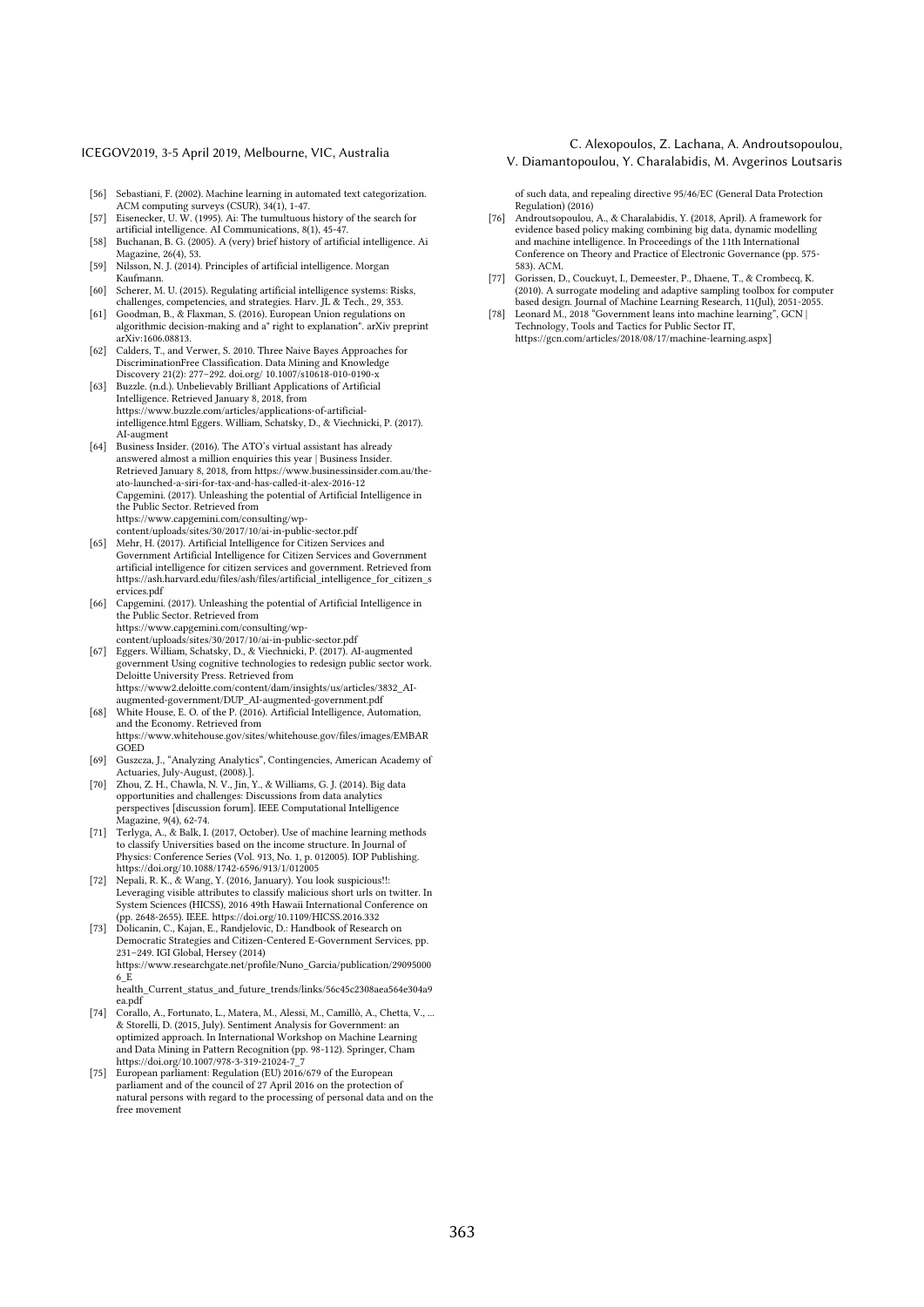- [56] Sebastiani, F. (2002). Machine learning in automated text categorization. ACM computing surveys (CSUR), 34(1), 1-47.
- [57] Eisenecker, U. W. (1995). Ai: The tumultuous history of the search for artificial intelligence. AI Communications, 8(1), 45-47.
- [58] Buchanan, B. G. (2005). A (very) brief history of artificial intelligence. Ai Magazine, 26(4), 53.
- [59] Nilsson, N. J. (2014). Principles of artificial intelligence. Morgan Kaufmann.
- [60] Scherer, M. U. (2015). Regulating artificial intelligence systems: Risks, challenges, competencies, and strategies. Harv. JL & Tech., 29, 353.
- [61] Goodman, B., & Flaxman, S. (2016). European Union regulations on algorithmic decision-making and a" right to explanation". arXiv preprint arXiv:1606.08813.
- [62] Calders, T., and Verwer, S. 2010. Three Naive Bayes Approaches for DiscriminationFree Classification. Data Mining and Knowledge Discovery 21(2): 277–292. doi.org/ 10.1007/s10618-010-0190-x
- [63] Buzzle. (n.d.). Unbelievably Brilliant Applications of Artificial Intelligence. Retrieved January 8, 2018, from https://www.buzzle.com/articles/applications-of-artificial-intelligence.html Eggers. William, Schatsky, D., & Viechnicki, P. (2017). AI-augment
- [64] Business Insider. (2016). The ATO's virtual assistant has already answered almost a million enquiries this year | Business Insider. Retrieved January 8, 2018, from https://www.businessinsider.com.au/the-ato-launched-a-siri-for-tax-and-has-called-it-alex-2016-12 Capgemini. (2017). Unleashing the potential of Artificial Intelligence in the Public Sector. Retrieved from https://www.capgemini.com/consulting/wp-content/uploads/sites/30/2017/10/ai-in-public-sector.pdf
- [65] Mehr, H. (2017). Artificial Intelligence for Citizen Services and Government Artificial Intelligence for Citizen Services and Government artificial intelligence for citizen services and government. Retrieved from https://ash.harvard.edu/files/ash/files/artificial_intelligence_for_citizen_services.pdf
- [66] Capgemini. (2017). Unleashing the potential of Artificial Intelligence in the Public Sector. Retrieved from https://www.capgemini.com/consulting/wp-content/uploads/sites/30/2017/10/ai-in-public-sector.pdf
- [67] Eggers. William, Schatsky, D., & Viechnicki, P. (2017). AI-augmented government Using cognitive technologies to redesign public sector work. Deloitte University Press. Retrieved from https://www2.deloitte.com/content/dam/insights/us/articles/3832_AI-augmented-government/DUP_AI-augmented-government.pdf
- [68] White House, E. O. of the P. (2016). Artificial Intelligence, Automation, and the Economy. Retrieved from https://www.whitehouse.gov/sites/whitehouse.gov/files/images/EMBARGOED
- [69] Guszcza, J., "Analyzing Analytics", Contingencies, American Academy of Actuaries, July-August, (2008).].
- [70] Zhou, Z. H., Chawla, N. V., Jin, Y., & Williams, G. J. (2014). Big data opportunities and challenges: Discussions from data analytics perspectives [discussion forum]. IEEE Computational Intelligence Magazine, 9(4), 62-74.
- [71] Terlyga, A., & Balk, I. (2017, October). Use of machine learning methods to classify Universities based on the income structure. In Journal of Physics: Conference Series (Vol. 913, No. 1, p. 012005). IOP Publishing. https://doi.org/10.1088/1742-6596/913/1/012005
- [72] Nepali, R. K., & Wang, Y. (2016, January). You look suspicious!!: Leveraging visible attributes to classify malicious short urls on twitter. In System Sciences (HICSS), 2016 49th Hawaii International Conference on (pp. 2648-2655). IEEE. https://doi.org/10.1109/HICSS.2016.332
- [73] Dolicanin, C., Kajan, E., Randjelovic, D.: Handbook of Research on Democratic Strategies and Citizen-Centered E-Government Services, pp. 231–249. IGI Global, Hersey (2014) https://www.researchgate.net/profile/Nuno_Garcia/publication/290950006_E health_Current_status_and_future_trends/links/56c45c2308aea564e304a9ea.pdf
- [74] Corallo, A., Fortunato, L., Matera, M., Alessi, M., Camillò, A., Chetta, V., ... & Storelli, D. (2015, July). Sentiment Analysis for Government: an optimized approach. In International Workshop on Machine Learning and Data Mining in Pattern Recognition (pp. 98-112). Springer, Cham https://doi.org/10.1007/978-3-319-21024-7_7
- [75] European parliament: Regulation (EU) 2016/679 of the European parliament and of the council of 27 April 2016 on the protection of natural persons with regard to the processing of personal data and on the free movement of such data, and repealing directive 95/46/EC (General Data Protection Regulation) (2016)
- [76] Androutsopoulou, A., & Charalabidis, Y. (2018, April). A framework for evidence based policy making combining big data, dynamic modelling and machine intelligence. In Proceedings of the 11th International Conference on Theory and Practice of Electronic Governance (pp. 575-583). ACM.
- [77] Gorissen, D., Couckuyt, I., Demeester, P., Dhaene, T., & Crombecq, K. (2010). A surrogate modeling and adaptive sampling toolbox for computer based design. Journal of Machine Learning Research, 11(Jul), 2051-2055.
- [78] Leonard M., 2018 "Government leans into machine learning", GCN | Technology, Tools and Tactics for Public Sector IT, https://gcn.com/articles/2018/08/17/machine-learning.aspx]